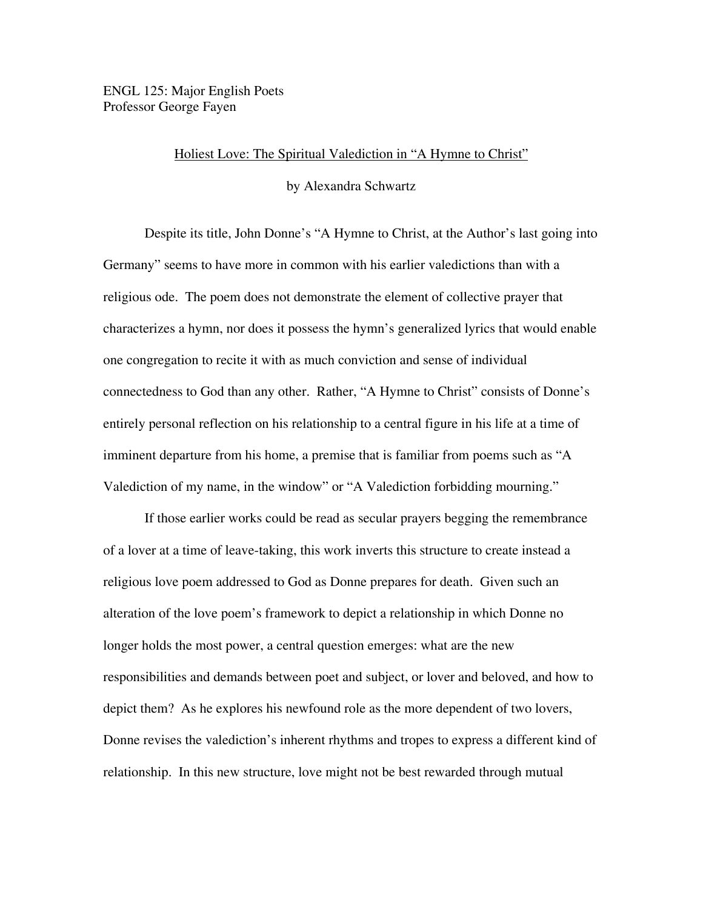ENGL 125: Major English Poets
Professor George Fayen

Holiest Love: The Spiritual Valediction in "A Hymne to Christ"

by Alexandra Schwartz

Despite its title, John Donne's "A Hymne to Christ, at the Author's last going into Germany" seems to have more in common with his earlier valedictions than with a religious ode. The poem does not demonstrate the element of collective prayer that characterizes a hymn, nor does it possess the hymn's generalized lyrics that would enable one congregation to recite it with as much conviction and sense of individual connectedness to God than any other. Rather, "A Hymne to Christ" consists of Donne's entirely personal reflection on his relationship to a central figure in his life at a time of imminent departure from his home, a premise that is familiar from poems such as "A Valediction of my name, in the window" or "A Valediction forbidding mourning."

If those earlier works could be read as secular prayers begging the remembrance of a lover at a time of leave-taking, this work inverts this structure to create instead a religious love poem addressed to God as Donne prepares for death. Given such an alteration of the love poem's framework to depict a relationship in which Donne no longer holds the most power, a central question emerges: what are the new responsibilities and demands between poet and subject, or lover and beloved, and how to depict them? As he explores his newfound role as the more dependent of two lovers, Donne revises the valediction's inherent rhythms and tropes to express a different kind of relationship. In this new structure, love might not be best rewarded through mutual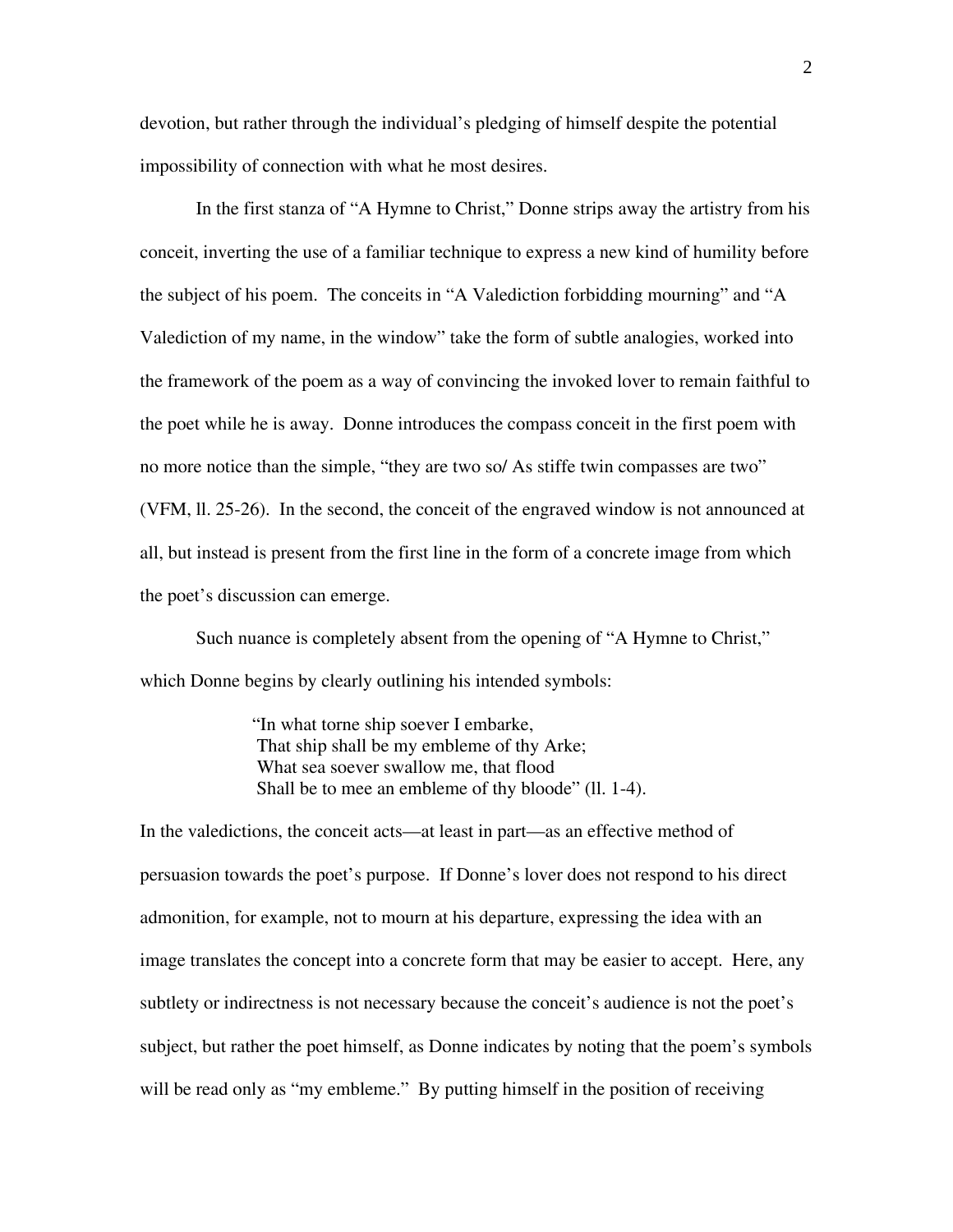devotion, but rather through the individual's pledging of himself despite the potential impossibility of connection with what he most desires.

In the first stanza of "A Hymne to Christ," Donne strips away the artistry from his conceit, inverting the use of a familiar technique to express a new kind of humility before the subject of his poem. The conceits in "A Valediction forbidding mourning" and "A Valediction of my name, in the window" take the form of subtle analogies, worked into the framework of the poem as a way of convincing the invoked lover to remain faithful to the poet while he is away. Donne introduces the compass conceit in the first poem with no more notice than the simple, "they are two so/ As stiffe twin compasses are two" (VFM, ll. 25-26). In the second, the conceit of the engraved window is not announced at all, but instead is present from the first line in the form of a concrete image from which the poet's discussion can emerge.

Such nuance is completely absent from the opening of "A Hymne to Christ," which Donne begins by clearly outlining his intended symbols:

> "In what torne ship soever I embarke,
> That ship shall be my embleme of thy Arke;
> What sea soever swallow me, that flood
> Shall be to mee an embleme of thy bloode" (ll. 1-4).

In the valedictions, the conceit acts—at least in part—as an effective method of persuasion towards the poet's purpose. If Donne's lover does not respond to his direct admonition, for example, not to mourn at his departure, expressing the idea with an image translates the concept into a concrete form that may be easier to accept. Here, any subtlety or indirectness is not necessary because the conceit's audience is not the poet's subject, but rather the poet himself, as Donne indicates by noting that the poem's symbols will be read only as "my embleme." By putting himself in the position of receiving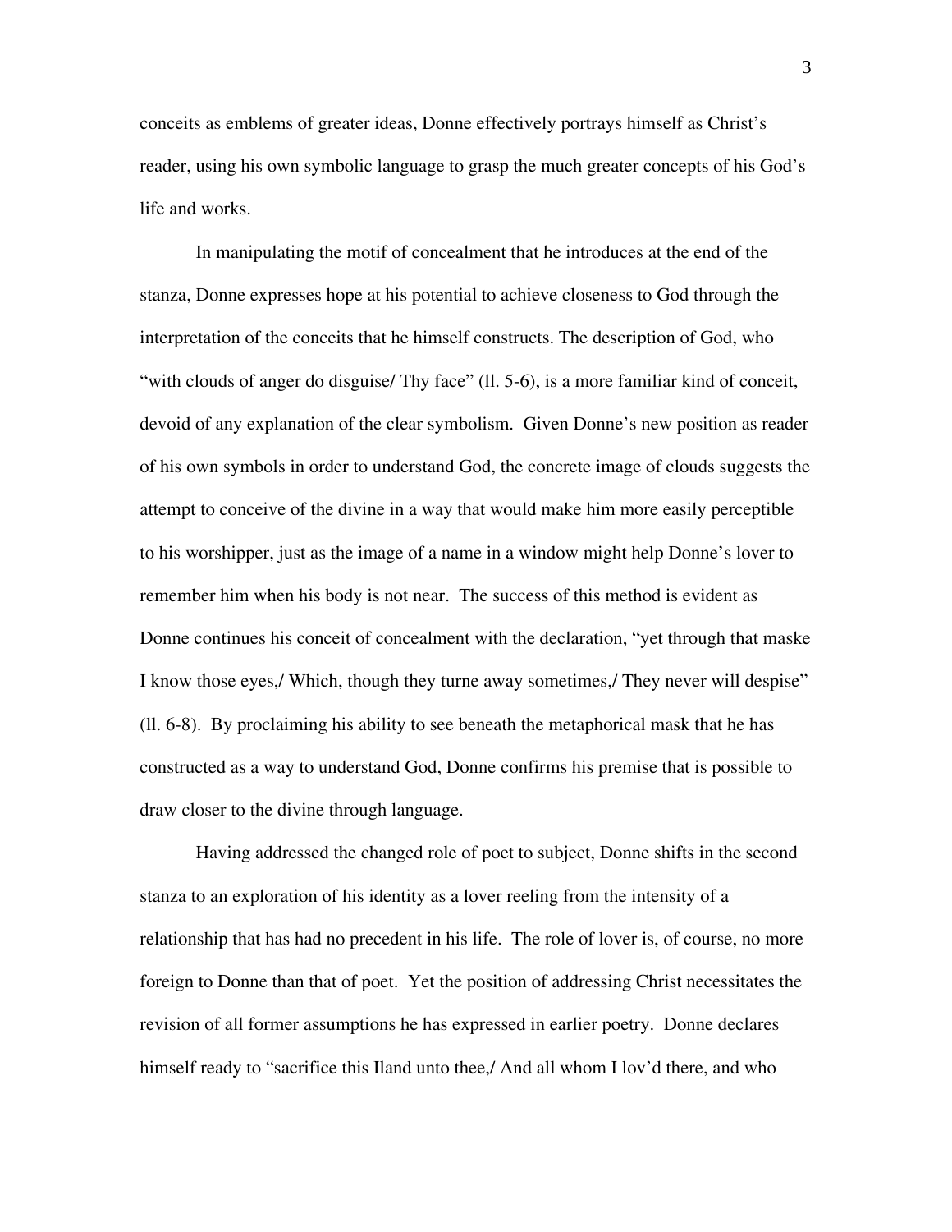conceits as emblems of greater ideas, Donne effectively portrays himself as Christ's reader, using his own symbolic language to grasp the much greater concepts of his God's life and works.

In manipulating the motif of concealment that he introduces at the end of the stanza, Donne expresses hope at his potential to achieve closeness to God through the interpretation of the conceits that he himself constructs. The description of God, who "with clouds of anger do disguise/ Thy face" (ll. 5-6), is a more familiar kind of conceit, devoid of any explanation of the clear symbolism. Given Donne's new position as reader of his own symbols in order to understand God, the concrete image of clouds suggests the attempt to conceive of the divine in a way that would make him more easily perceptible to his worshipper, just as the image of a name in a window might help Donne's lover to remember him when his body is not near. The success of this method is evident as Donne continues his conceit of concealment with the declaration, "yet through that maske I know those eyes,/ Which, though they turne away sometimes,/ They never will despise" (ll. 6-8). By proclaiming his ability to see beneath the metaphorical mask that he has constructed as a way to understand God, Donne confirms his premise that is possible to draw closer to the divine through language.

Having addressed the changed role of poet to subject, Donne shifts in the second stanza to an exploration of his identity as a lover reeling from the intensity of a relationship that has had no precedent in his life. The role of lover is, of course, no more foreign to Donne than that of poet. Yet the position of addressing Christ necessitates the revision of all former assumptions he has expressed in earlier poetry. Donne declares himself ready to "sacrifice this Iland unto thee,/ And all whom I lov'd there, and who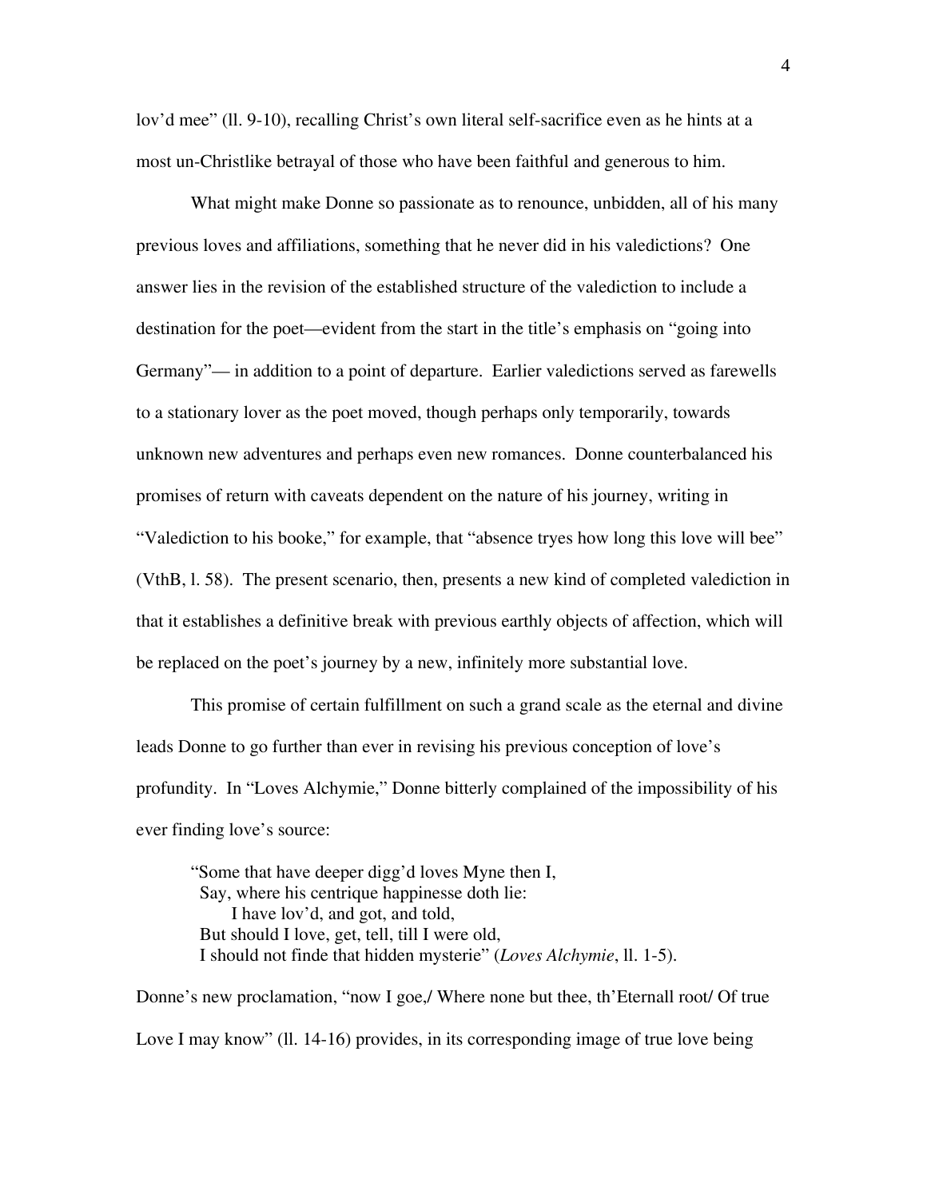lov'd mee" (ll. 9-10), recalling Christ's own literal self-sacrifice even as he hints at a most un-Christlike betrayal of those who have been faithful and generous to him.

What might make Donne so passionate as to renounce, unbidden, all of his many previous loves and affiliations, something that he never did in his valedictions? One answer lies in the revision of the established structure of the valediction to include a destination for the poet—evident from the start in the title's emphasis on "going into Germany"— in addition to a point of departure. Earlier valedictions served as farewells to a stationary lover as the poet moved, though perhaps only temporarily, towards unknown new adventures and perhaps even new romances. Donne counterbalanced his promises of return with caveats dependent on the nature of his journey, writing in "Valediction to his booke," for example, that "absence tryes how long this love will bee" (VthB, l. 58). The present scenario, then, presents a new kind of completed valediction in that it establishes a definitive break with previous earthly objects of affection, which will be replaced on the poet's journey by a new, infinitely more substantial love.

This promise of certain fulfillment on such a grand scale as the eternal and divine leads Donne to go further than ever in revising his previous conception of love's profundity. In "Loves Alchymie," Donne bitterly complained of the impossibility of his ever finding love's source:

> "Some that have deeper digg'd loves Myne then I,
> Say, where his centrique happinesse doth lie:
> I have lov'd, and got, and told,
> But should I love, get, tell, till I were old,
> I should not finde that hidden mysterie" (*Loves Alchymie*, ll. 1-5).

Donne's new proclamation, "now I goe,/ Where none but thee, th'Eternall root/ Of true Love I may know" (ll. 14-16) provides, in its corresponding image of true love being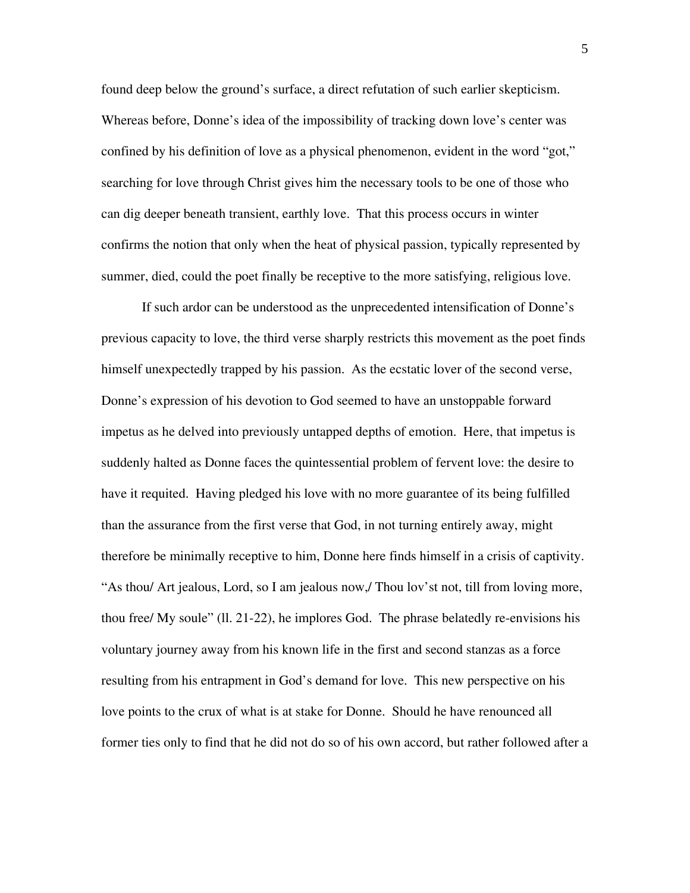found deep below the ground's surface, a direct refutation of such earlier skepticism. Whereas before, Donne's idea of the impossibility of tracking down love's center was confined by his definition of love as a physical phenomenon, evident in the word "got," searching for love through Christ gives him the necessary tools to be one of those who can dig deeper beneath transient, earthly love. That this process occurs in winter confirms the notion that only when the heat of physical passion, typically represented by summer, died, could the poet finally be receptive to the more satisfying, religious love.

If such ardor can be understood as the unprecedented intensification of Donne's previous capacity to love, the third verse sharply restricts this movement as the poet finds himself unexpectedly trapped by his passion. As the ecstatic lover of the second verse, Donne's expression of his devotion to God seemed to have an unstoppable forward impetus as he delved into previously untapped depths of emotion. Here, that impetus is suddenly halted as Donne faces the quintessential problem of fervent love: the desire to have it requited. Having pledged his love with no more guarantee of its being fulfilled than the assurance from the first verse that God, in not turning entirely away, might therefore be minimally receptive to him, Donne here finds himself in a crisis of captivity. "As thou/ Art jealous, Lord, so I am jealous now,/ Thou lov'st not, till from loving more, thou free/ My soule" (ll. 21-22), he implores God. The phrase belatedly re-envisions his voluntary journey away from his known life in the first and second stanzas as a force resulting from his entrapment in God's demand for love. This new perspective on his love points to the crux of what is at stake for Donne. Should he have renounced all former ties only to find that he did not do so of his own accord, but rather followed after a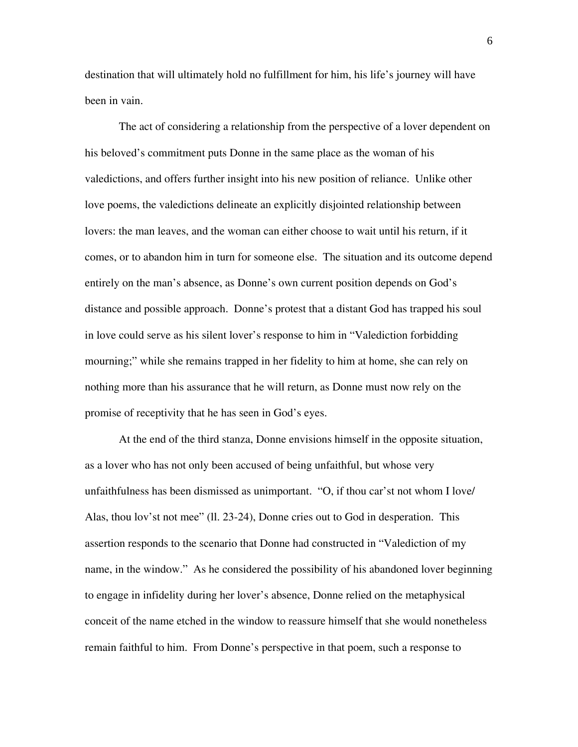destination that will ultimately hold no fulfillment for him, his life's journey will have been in vain.

The act of considering a relationship from the perspective of a lover dependent on his beloved's commitment puts Donne in the same place as the woman of his valedictions, and offers further insight into his new position of reliance. Unlike other love poems, the valedictions delineate an explicitly disjointed relationship between lovers: the man leaves, and the woman can either choose to wait until his return, if it comes, or to abandon him in turn for someone else. The situation and its outcome depend entirely on the man's absence, as Donne's own current position depends on God's distance and possible approach. Donne's protest that a distant God has trapped his soul in love could serve as his silent lover's response to him in "Valediction forbidding mourning;" while she remains trapped in her fidelity to him at home, she can rely on nothing more than his assurance that he will return, as Donne must now rely on the promise of receptivity that he has seen in God's eyes.

At the end of the third stanza, Donne envisions himself in the opposite situation, as a lover who has not only been accused of being unfaithful, but whose very unfaithfulness has been dismissed as unimportant. "O, if thou car'st not whom I love/ Alas, thou lov'st not mee" (ll. 23-24), Donne cries out to God in desperation. This assertion responds to the scenario that Donne had constructed in "Valediction of my name, in the window." As he considered the possibility of his abandoned lover beginning to engage in infidelity during her lover's absence, Donne relied on the metaphysical conceit of the name etched in the window to reassure himself that she would nonetheless remain faithful to him. From Donne's perspective in that poem, such a response to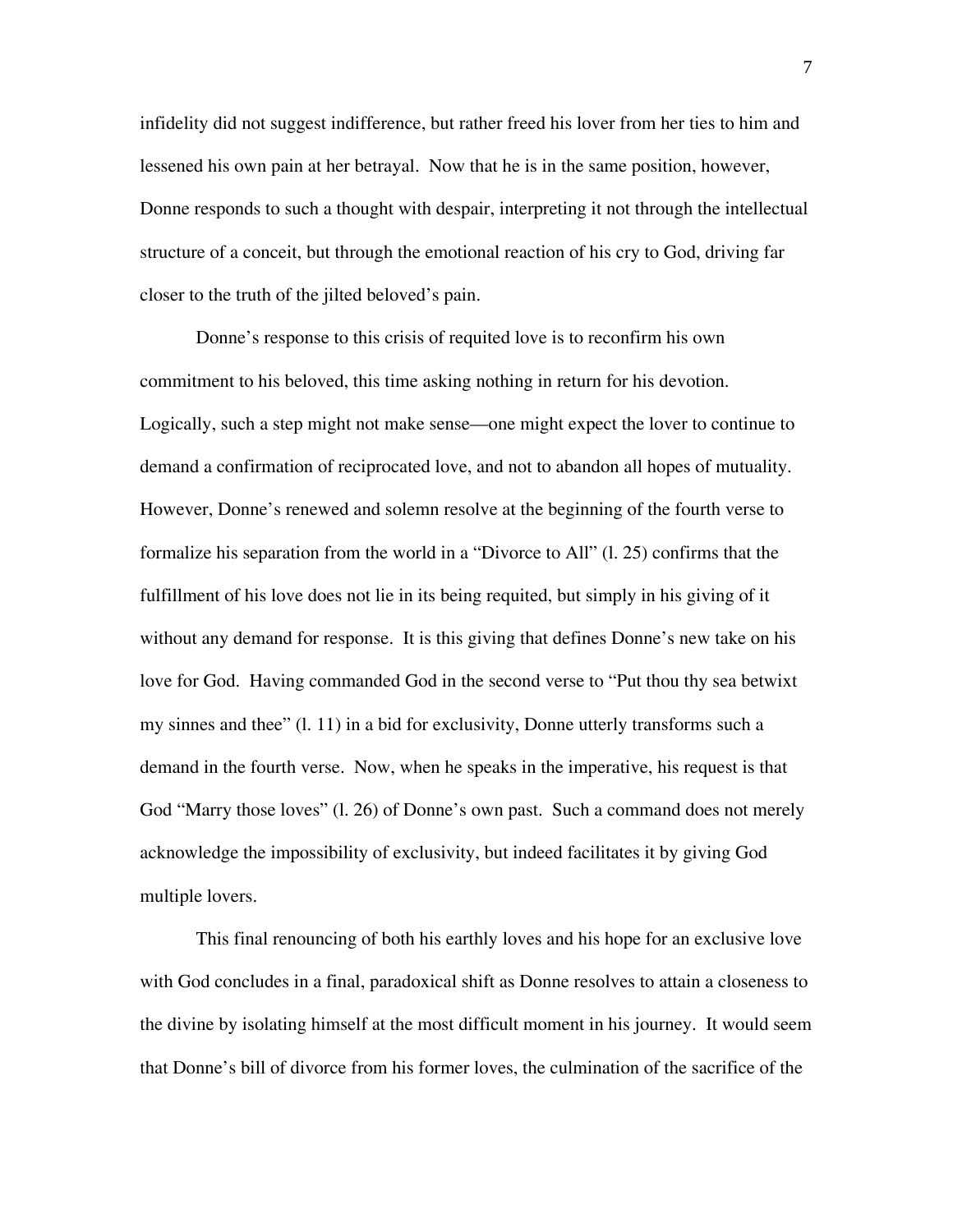infidelity did not suggest indifference, but rather freed his lover from her ties to him and lessened his own pain at her betrayal. Now that he is in the same position, however, Donne responds to such a thought with despair, interpreting it not through the intellectual structure of a conceit, but through the emotional reaction of his cry to God, driving far closer to the truth of the jilted beloved's pain.

Donne's response to this crisis of requited love is to reconfirm his own commitment to his beloved, this time asking nothing in return for his devotion. Logically, such a step might not make sense—one might expect the lover to continue to demand a confirmation of reciprocated love, and not to abandon all hopes of mutuality. However, Donne's renewed and solemn resolve at the beginning of the fourth verse to formalize his separation from the world in a "Divorce to All" (l. 25) confirms that the fulfillment of his love does not lie in its being requited, but simply in his giving of it without any demand for response. It is this giving that defines Donne's new take on his love for God. Having commanded God in the second verse to "Put thou thy sea betwixt my sinnes and thee" (l. 11) in a bid for exclusivity, Donne utterly transforms such a demand in the fourth verse. Now, when he speaks in the imperative, his request is that God "Marry those loves" (l. 26) of Donne's own past. Such a command does not merely acknowledge the impossibility of exclusivity, but indeed facilitates it by giving God multiple lovers.

This final renouncing of both his earthly loves and his hope for an exclusive love with God concludes in a final, paradoxical shift as Donne resolves to attain a closeness to the divine by isolating himself at the most difficult moment in his journey. It would seem that Donne's bill of divorce from his former loves, the culmination of the sacrifice of the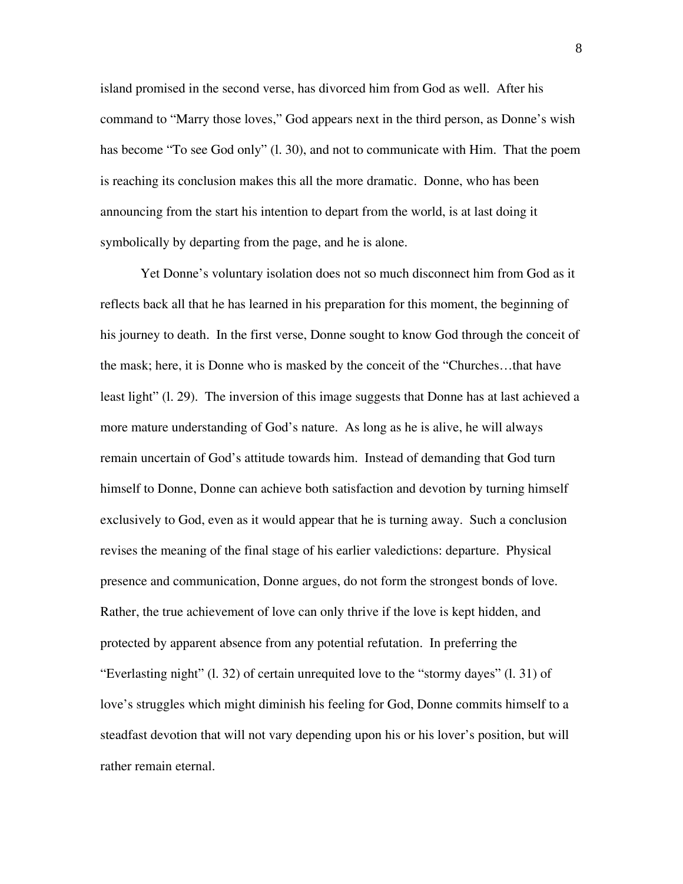island promised in the second verse, has divorced him from God as well. After his command to "Marry those loves," God appears next in the third person, as Donne's wish has become "To see God only" (l. 30), and not to communicate with Him. That the poem is reaching its conclusion makes this all the more dramatic. Donne, who has been announcing from the start his intention to depart from the world, is at last doing it symbolically by departing from the page, and he is alone.

Yet Donne's voluntary isolation does not so much disconnect him from God as it reflects back all that he has learned in his preparation for this moment, the beginning of his journey to death. In the first verse, Donne sought to know God through the conceit of the mask; here, it is Donne who is masked by the conceit of the "Churches…that have least light" (l. 29). The inversion of this image suggests that Donne has at last achieved a more mature understanding of God's nature. As long as he is alive, he will always remain uncertain of God's attitude towards him. Instead of demanding that God turn himself to Donne, Donne can achieve both satisfaction and devotion by turning himself exclusively to God, even as it would appear that he is turning away. Such a conclusion revises the meaning of the final stage of his earlier valedictions: departure. Physical presence and communication, Donne argues, do not form the strongest bonds of love. Rather, the true achievement of love can only thrive if the love is kept hidden, and protected by apparent absence from any potential refutation. In preferring the "Everlasting night" (l. 32) of certain unrequited love to the "stormy dayes" (l. 31) of love's struggles which might diminish his feeling for God, Donne commits himself to a steadfast devotion that will not vary depending upon his or his lover's position, but will rather remain eternal.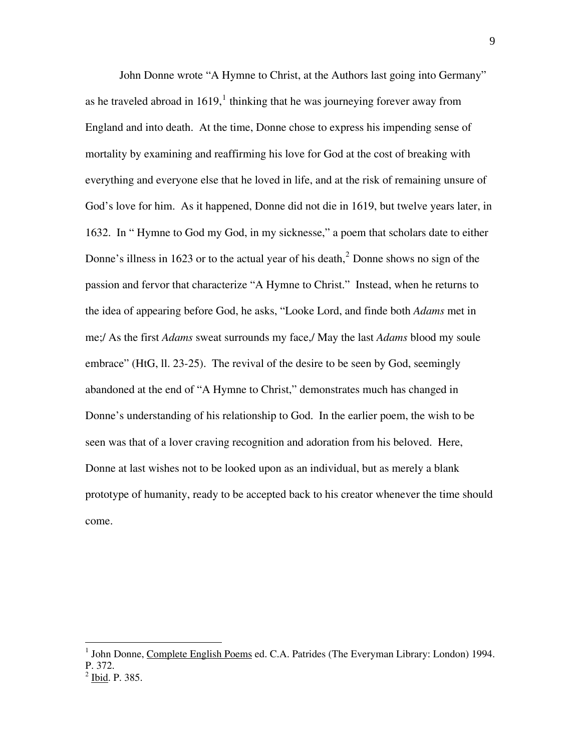John Donne wrote "A Hymne to Christ, at the Authors last going into Germany" as he traveled abroad in 1619,[1] thinking that he was journeying forever away from England and into death. At the time, Donne chose to express his impending sense of mortality by examining and reaffirming his love for God at the cost of breaking with everything and everyone else that he loved in life, and at the risk of remaining unsure of God's love for him. As it happened, Donne did not die in 1619, but twelve years later, in 1632. In " Hymne to God my God, in my sicknesse," a poem that scholars date to either Donne's illness in 1623 or to the actual year of his death,[2] Donne shows no sign of the passion and fervor that characterize "A Hymne to Christ." Instead, when he returns to the idea of appearing before God, he asks, "Looke Lord, and finde both *Adams* met in me;/ As the first *Adams* sweat surrounds my face,/ May the last *Adams* blood my soule embrace" (HtG, ll. 23-25). The revival of the desire to be seen by God, seemingly abandoned at the end of "A Hymne to Christ," demonstrates much has changed in Donne's understanding of his relationship to God. In the earlier poem, the wish to be seen was that of a lover craving recognition and adoration from his beloved. Here, Donne at last wishes not to be looked upon as an individual, but as merely a blank prototype of humanity, ready to be accepted back to his creator whenever the time should come.

---

[1] John Donne, Complete English Poems ed. C.A. Patrides (The Everyman Library: London) 1994. P. 372.

[2] Ibid. P. 385.